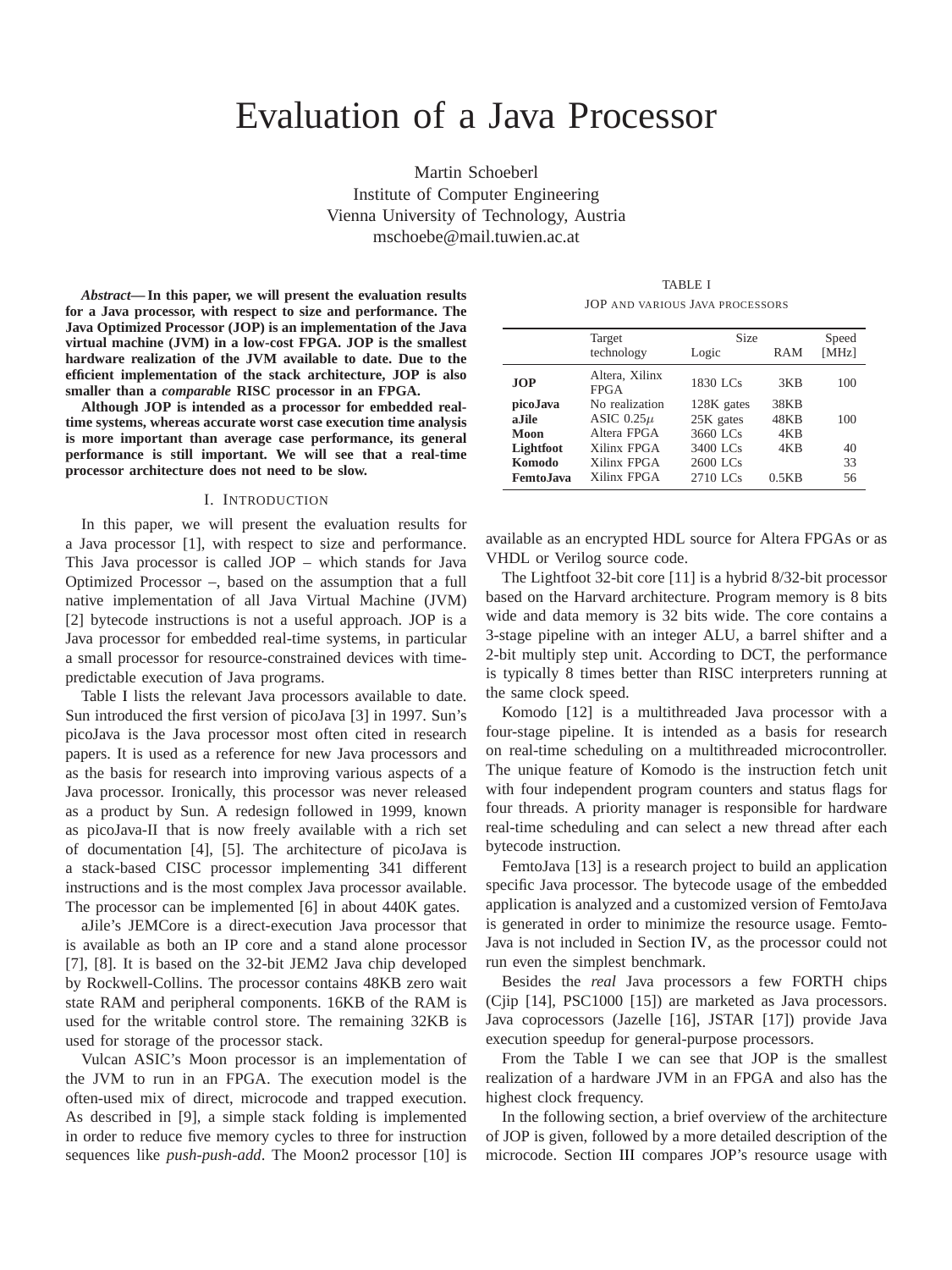# Evaluation of a Java Processor

Martin Schoeberl
Institute of Computer Engineering
Vienna University of Technology, Austria
mschoebe@mail.tuwien.ac.at

***Abstract*— In this paper, we will present the evaluation results for a Java processor, with respect to size and performance. The Java Optimized Processor (JOP) is an implementation of the Java virtual machine (JVM) in a low-cost FPGA. JOP is the smallest hardware realization of the JVM available to date. Due to the efficient implementation of the stack architecture, JOP is also smaller than a *comparable* RISC processor in an FPGA.**

**Although JOP is intended as a processor for embedded real-time systems, whereas accurate worst case execution time analysis is more important than average case performance, its general performance is still important. We will see that a real-time processor architecture does not need to be slow.**

## I. Introduction

In this paper, we will present the evaluation results for a Java processor [1], with respect to size and performance. This Java processor is called JOP – which stands for Java Optimized Processor –, based on the assumption that a full native implementation of all Java Virtual Machine (JVM) [2] bytecode instructions is not a useful approach. JOP is a Java processor for embedded real-time systems, in particular a small processor for resource-constrained devices with time-predictable execution of Java programs.

Table I lists the relevant Java processors available to date. Sun introduced the first version of picoJava [3] in 1997. Sun's picoJava is the Java processor most often cited in research papers. It is used as a reference for new Java processors and as the basis for research into improving various aspects of a Java processor. Ironically, this processor was never released as a product by Sun. A redesign followed in 1999, known as picoJava-II that is now freely available with a rich set of documentation [4], [5]. The architecture of picoJava is a stack-based CISC processor implementing 341 different instructions and is the most complex Java processor available. The processor can be implemented [6] in about 440K gates.

aJile's JEMCore is a direct-execution Java processor that is available as both an IP core and a stand alone processor [7], [8]. It is based on the 32-bit JEM2 Java chip developed by Rockwell-Collins. The processor contains 48KB zero wait state RAM and peripheral components. 16KB of the RAM is used for the writable control store. The remaining 32KB is used for storage of the processor stack.

Vulcan ASIC's Moon processor is an implementation of the JVM to run in an FPGA. The execution model is the often-used mix of direct, microcode and trapped execution. As described in [9], a simple stack folding is implemented in order to reduce five memory cycles to three for instruction sequences like *push-push-add*. The Moon2 processor [10] is available as an encrypted HDL source for Altera FPGAs or as VHDL or Verilog source code.

TABLE I
JOP and various Java processors

| | Target technology | Size Logic | RAM | Speed [MHz] |
|---|---|---|---|---|
| **JOP** | Altera, Xilinx FPGA | 1830 LCs | 3KB | 100 |
| **picoJava** | No realization | 128K gates | 38KB | |
| **aJile** | ASIC 0.25$\mu$ | 25K gates | 48KB | 100 |
| **Moon** | Altera FPGA | 3660 LCs | 4KB | |
| **Lightfoot** | Xilinx FPGA | 3400 LCs | 4KB | 40 |
| **Komodo** | Xilinx FPGA | 2600 LCs | | 33 |
| **FemtoJava** | Xilinx FPGA | 2710 LCs | 0.5KB | 56 |

The Lightfoot 32-bit core [11] is a hybrid 8/32-bit processor based on the Harvard architecture. Program memory is 8 bits wide and data memory is 32 bits wide. The core contains a 3-stage pipeline with an integer ALU, a barrel shifter and a 2-bit multiply step unit. According to DCT, the performance is typically 8 times better than RISC interpreters running at the same clock speed.

Komodo [12] is a multithreaded Java processor with a four-stage pipeline. It is intended as a basis for research on real-time scheduling on a multithreaded microcontroller. The unique feature of Komodo is the instruction fetch unit with four independent program counters and status flags for four threads. A priority manager is responsible for hardware real-time scheduling and can select a new thread after each bytecode instruction.

FemtoJava [13] is a research project to build an application specific Java processor. The bytecode usage of the embedded application is analyzed and a customized version of FemtoJava is generated in order to minimize the resource usage. FemtoJava is not included in Section IV, as the processor could not run even the simplest benchmark.

Besides the *real* Java processors a few FORTH chips (Cjip [14], PSC1000 [15]) are marketed as Java processors. Java coprocessors (Jazelle [16], JSTAR [17]) provide Java execution speedup for general-purpose processors.

From the Table I we can see that JOP is the smallest realization of a hardware JVM in an FPGA and also has the highest clock frequency.

In the following section, a brief overview of the architecture of JOP is given, followed by a more detailed description of the microcode. Section III compares JOP's resource usage with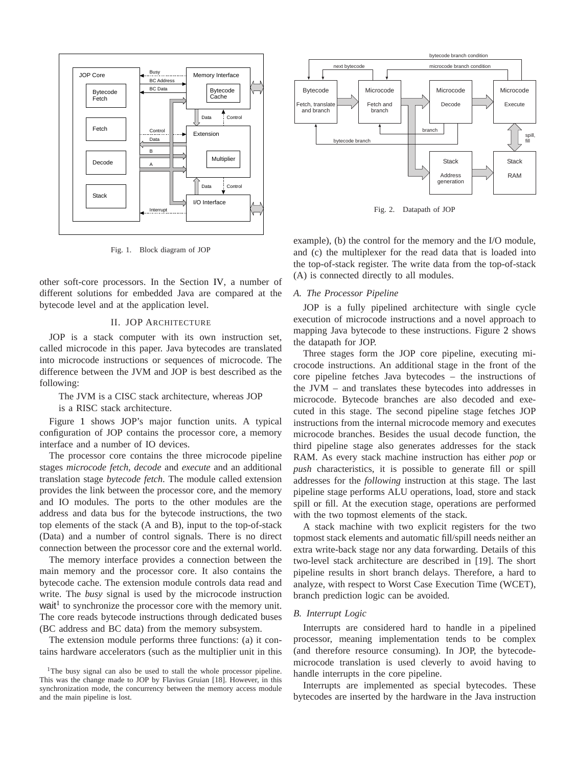Fig. 1. Block diagram of JOP

Fig. 2. Datapath of JOP

other soft-core processors. In the Section IV, a number of different solutions for embedded Java are compared at the bytecode level and at the application level.

## II. JOP Architecture

JOP is a stack computer with its own instruction set, called microcode in this paper. Java bytecodes are translated into microcode instructions or sequences of microcode. The difference between the JVM and JOP is best described as the following:

> The JVM is a CISC stack architecture, whereas JOP is a RISC stack architecture.

Figure 1 shows JOP's major function units. A typical configuration of JOP contains the processor core, a memory interface and a number of IO devices.

The processor core contains the three microcode pipeline stages *microcode fetch*, *decode* and *execute* and an additional translation stage *bytecode fetch*. The module called extension provides the link between the processor core, and the memory and IO modules. The ports to the other modules are the address and data bus for the bytecode instructions, the two top elements of the stack (A and B), input to the top-of-stack (Data) and a number of control signals. There is no direct connection between the processor core and the external world.

The memory interface provides a connection between the main memory and the processor core. It also contains the bytecode cache. The extension module controls data read and write. The *busy* signal is used by the microcode instruction wait[1] to synchronize the processor core with the memory unit. The core reads bytecode instructions through dedicated buses (BC address and BC data) from the memory subsystem.

The extension module performs three functions: (a) it contains hardware accelerators (such as the multiplier unit in this example), (b) the control for the memory and the I/O module, and (c) the multiplexer for the read data that is loaded into the top-of-stack register. The write data from the top-of-stack (A) is connected directly to all modules.

[1]The busy signal can also be used to stall the whole processor pipeline. This was the change made to JOP by Flavius Gruian [18]. However, in this synchronization mode, the concurrency between the memory access module and the main pipeline is lost.

### A. The Processor Pipeline

JOP is a fully pipelined architecture with single cycle execution of microcode instructions and a novel approach to mapping Java bytecode to these instructions. Figure 2 shows the datapath for JOP.

Three stages form the JOP core pipeline, executing microcode instructions. An additional stage in the front of the core pipeline fetches Java bytecodes – the instructions of the JVM – and translates these bytecodes into addresses in microcode. Bytecode branches are also decoded and executed in this stage. The second pipeline stage fetches JOP instructions from the internal microcode memory and executes microcode branches. Besides the usual decode function, the third pipeline stage also generates addresses for the stack RAM. As every stack machine instruction has either *pop* or *push* characteristics, it is possible to generate fill or spill addresses for the *following* instruction at this stage. The last pipeline stage performs ALU operations, load, store and stack spill or fill. At the execution stage, operations are performed with the two topmost elements of the stack.

A stack machine with two explicit registers for the two topmost stack elements and automatic fill/spill needs neither an extra write-back stage nor any data forwarding. Details of this two-level stack architecture are described in [19]. The short pipeline results in short branch delays. Therefore, a hard to analyze, with respect to Worst Case Execution Time (WCET), branch prediction logic can be avoided.

### B. Interrupt Logic

Interrupts are considered hard to handle in a pipelined processor, meaning implementation tends to be complex (and therefore resource consuming). In JOP, the bytecode-microcode translation is used cleverly to avoid having to handle interrupts in the core pipeline.

Interrupts are implemented as special bytecodes. These bytecodes are inserted by the hardware in the Java instruction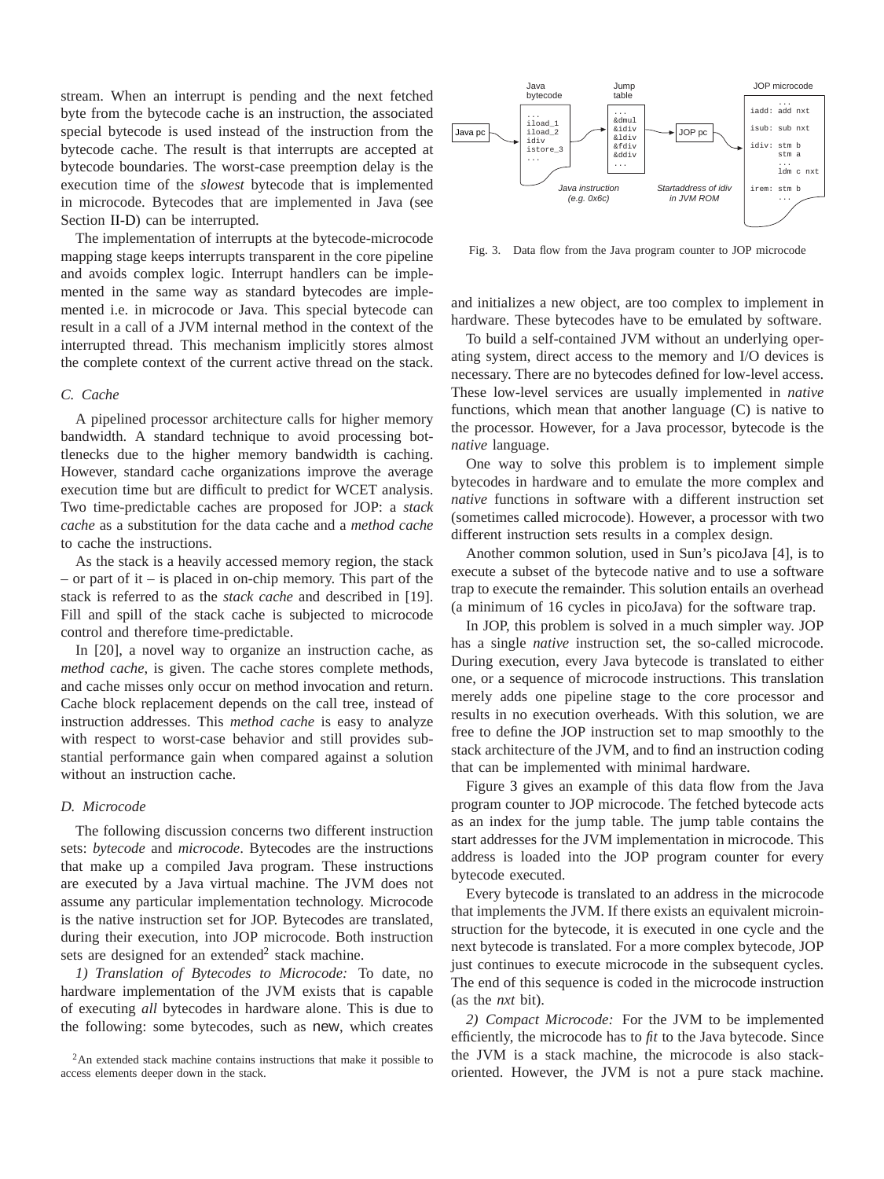stream. When an interrupt is pending and the next fetched byte from the bytecode cache is an instruction, the associated special bytecode is used instead of the instruction from the bytecode cache. The result is that interrupts are accepted at bytecode boundaries. The worst-case preemption delay is the execution time of the *slowest* bytecode that is implemented in microcode. Bytecodes that are implemented in Java (see Section II-D) can be interrupted.

The implementation of interrupts at the bytecode-microcode mapping stage keeps interrupts transparent in the core pipeline and avoids complex logic. Interrupt handlers can be implemented in the same way as standard bytecodes are implemented i.e. in microcode or Java. This special bytecode can result in a call of a JVM internal method in the context of the interrupted thread. This mechanism implicitly stores almost the complete context of the current active thread on the stack.

### C. Cache

A pipelined processor architecture calls for higher memory bandwidth. A standard technique to avoid processing bottlenecks due to the higher memory bandwidth is caching. However, standard cache organizations improve the average execution time but are difficult to predict for WCET analysis. Two time-predictable caches are proposed for JOP: a *stack cache* as a substitution for the data cache and a *method cache* to cache the instructions.

As the stack is a heavily accessed memory region, the stack – or part of it – is placed in on-chip memory. This part of the stack is referred to as the *stack cache* and described in [19]. Fill and spill of the stack cache is subjected to microcode control and therefore time-predictable.

In [20], a novel way to organize an instruction cache, as *method cache*, is given. The cache stores complete methods, and cache misses only occur on method invocation and return. Cache block replacement depends on the call tree, instead of instruction addresses. This *method cache* is easy to analyze with respect to worst-case behavior and still provides substantial performance gain when compared against a solution without an instruction cache.

### D. Microcode

The following discussion concerns two different instruction sets: *bytecode* and *microcode*. Bytecodes are the instructions that make up a compiled Java program. These instructions are executed by a Java virtual machine. The JVM does not assume any particular implementation technology. Microcode is the native instruction set for JOP. Bytecodes are translated, during their execution, into JOP microcode. Both instruction sets are designed for an extended[2] stack machine.

*1) Translation of Bytecodes to Microcode:* To date, no hardware implementation of the JVM exists that is capable of executing *all* bytecodes in hardware alone. This is due to the following: some bytecodes, such as new, which creates and initializes a new object, are too complex to implement in hardware. These bytecodes have to be emulated by software.

[2]An extended stack machine contains instructions that make it possible to access elements deeper down in the stack.

```
            Java          Jump                            JOP microcode
            bytecode      table
                                                          ...
            ...           ...                       iadd: add nxt
            iload_1       &dmul
Java pc --> iload_2 ----> &idiv ----> JOP pc -->    isub: sub nxt
            idiv          &ldiv
            istore_3      &fdiv                     idiv: stm b
            ...           &ddiv                           stm a
                          ...                             ...
                                                          ldm c nxt

          Java instruction   Startaddress of idiv   irem: stm b
            (e.g. 0x6c)        in JVM ROM                 ...
```

Fig. 3. Data flow from the Java program counter to JOP microcode

To build a self-contained JVM without an underlying operating system, direct access to the memory and I/O devices is necessary. There are no bytecodes defined for low-level access. These low-level services are usually implemented in *native* functions, which mean that another language (C) is native to the processor. However, for a Java processor, bytecode is the *native* language.

One way to solve this problem is to implement simple bytecodes in hardware and to emulate the more complex and *native* functions in software with a different instruction set (sometimes called microcode). However, a processor with two different instruction sets results in a complex design.

Another common solution, used in Sun's picoJava [4], is to execute a subset of the bytecode native and to use a software trap to execute the remainder. This solution entails an overhead (a minimum of 16 cycles in picoJava) for the software trap.

In JOP, this problem is solved in a much simpler way. JOP has a single *native* instruction set, the so-called microcode. During execution, every Java bytecode is translated to either one, or a sequence of microcode instructions. This translation merely adds one pipeline stage to the core processor and results in no execution overheads. With this solution, we are free to define the JOP instruction set to map smoothly to the stack architecture of the JVM, and to find an instruction coding that can be implemented with minimal hardware.

Figure 3 gives an example of this data flow from the Java program counter to JOP microcode. The fetched bytecode acts as an index for the jump table. The jump table contains the start addresses for the JVM implementation in microcode. This address is loaded into the JOP program counter for every bytecode executed.

Every bytecode is translated to an address in the microcode that implements the JVM. If there exists an equivalent microinstruction for the bytecode, it is executed in one cycle and the next bytecode is translated. For a more complex bytecode, JOP just continues to execute microcode in the subsequent cycles. The end of this sequence is coded in the microcode instruction (as the *nxt* bit).

*2) Compact Microcode:* For the JVM to be implemented efficiently, the microcode has to *fit* to the Java bytecode. Since the JVM is a stack machine, the microcode is also stack-oriented. However, the JVM is not a pure stack machine.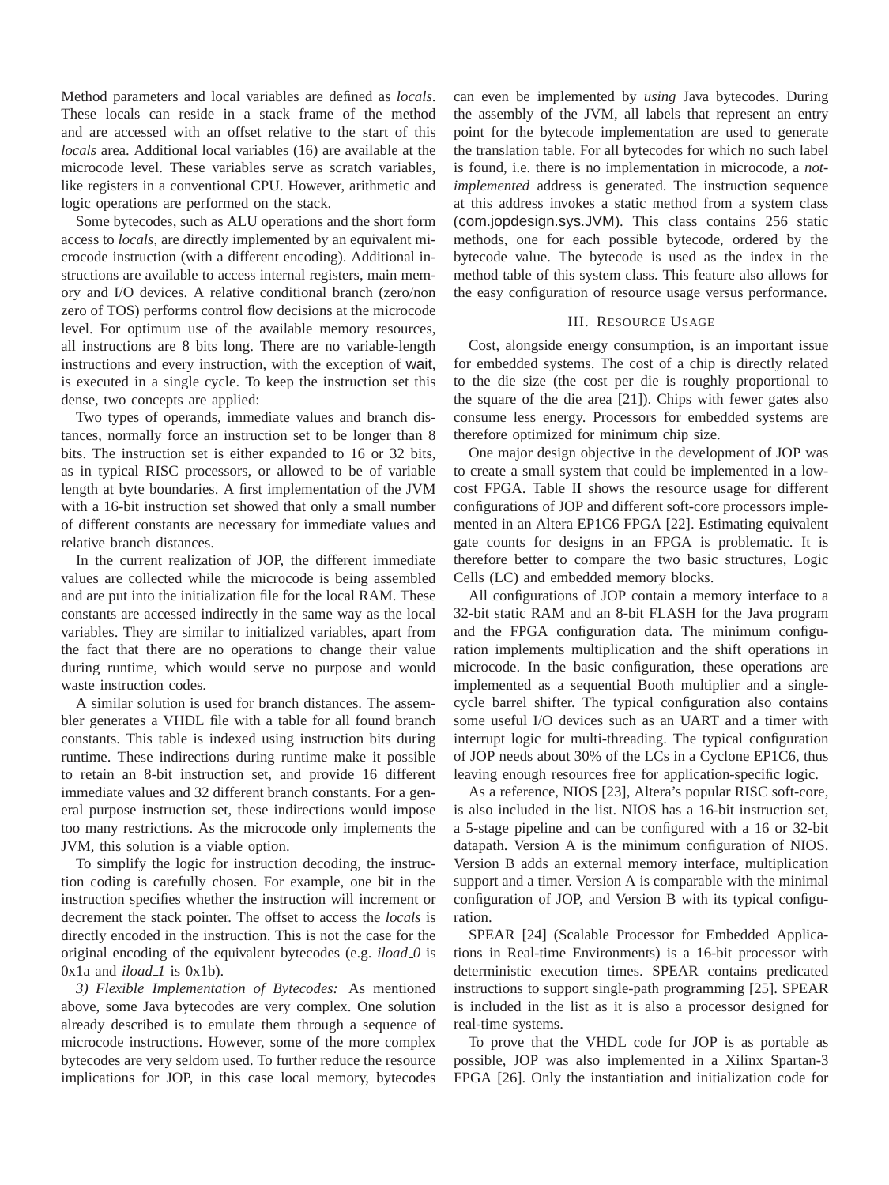Method parameters and local variables are defined as *locals*. These locals can reside in a stack frame of the method and are accessed with an offset relative to the start of this *locals* area. Additional local variables (16) are available at the microcode level. These variables serve as scratch variables, like registers in a conventional CPU. However, arithmetic and logic operations are performed on the stack.

Some bytecodes, such as ALU operations and the short form access to *locals*, are directly implemented by an equivalent microcode instruction (with a different encoding). Additional instructions are available to access internal registers, main memory and I/O devices. A relative conditional branch (zero/non zero of TOS) performs control flow decisions at the microcode level. For optimum use of the available memory resources, all instructions are 8 bits long. There are no variable-length instructions and every instruction, with the exception of wait, is executed in a single cycle. To keep the instruction set this dense, two concepts are applied:

Two types of operands, immediate values and branch distances, normally force an instruction set to be longer than 8 bits. The instruction set is either expanded to 16 or 32 bits, as in typical RISC processors, or allowed to be of variable length at byte boundaries. A first implementation of the JVM with a 16-bit instruction set showed that only a small number of different constants are necessary for immediate values and relative branch distances.

In the current realization of JOP, the different immediate values are collected while the microcode is being assembled and are put into the initialization file for the local RAM. These constants are accessed indirectly in the same way as the local variables. They are similar to initialized variables, apart from the fact that there are no operations to change their value during runtime, which would serve no purpose and would waste instruction codes.

A similar solution is used for branch distances. The assembler generates a VHDL file with a table for all found branch constants. This table is indexed using instruction bits during runtime. These indirections during runtime make it possible to retain an 8-bit instruction set, and provide 16 different immediate values and 32 different branch constants. For a general purpose instruction set, these indirections would impose too many restrictions. As the microcode only implements the JVM, this solution is a viable option.

To simplify the logic for instruction decoding, the instruction coding is carefully chosen. For example, one bit in the instruction specifies whether the instruction will increment or decrement the stack pointer. The offset to access the *locals* is directly encoded in the instruction. This is not the case for the original encoding of the equivalent bytecodes (e.g. *iload_0* is 0x1a and *iload_1* is 0x1b).

*3) Flexible Implementation of Bytecodes:* As mentioned above, some Java bytecodes are very complex. One solution already described is to emulate them through a sequence of microcode instructions. However, some of the more complex bytecodes are very seldom used. To further reduce the resource implications for JOP, in this case local memory, bytecodes can even be implemented by *using* Java bytecodes. During the assembly of the JVM, all labels that represent an entry point for the bytecode implementation are used to generate the translation table. For all bytecodes for which no such label is found, i.e. there is no implementation in microcode, a *not-implemented* address is generated. The instruction sequence at this address invokes a static method from a system class (com.jopdesign.sys.JVM). This class contains 256 static methods, one for each possible bytecode, ordered by the bytecode value. The bytecode is used as the index in the method table of this system class. This feature also allows for the easy configuration of resource usage versus performance.

## III. Resource Usage

Cost, alongside energy consumption, is an important issue for embedded systems. The cost of a chip is directly related to the die size (the cost per die is roughly proportional to the square of the die area [21]). Chips with fewer gates also consume less energy. Processors for embedded systems are therefore optimized for minimum chip size.

One major design objective in the development of JOP was to create a small system that could be implemented in a low-cost FPGA. Table II shows the resource usage for different configurations of JOP and different soft-core processors implemented in an Altera EP1C6 FPGA [22]. Estimating equivalent gate counts for designs in an FPGA is problematic. It is therefore better to compare the two basic structures, Logic Cells (LC) and embedded memory blocks.

All configurations of JOP contain a memory interface to a 32-bit static RAM and an 8-bit FLASH for the Java program and the FPGA configuration data. The minimum configuration implements multiplication and the shift operations in microcode. In the basic configuration, these operations are implemented as a sequential Booth multiplier and a single-cycle barrel shifter. The typical configuration also contains some useful I/O devices such as an UART and a timer with interrupt logic for multi-threading. The typical configuration of JOP needs about 30% of the LCs in a Cyclone EP1C6, thus leaving enough resources free for application-specific logic.

As a reference, NIOS [23], Altera's popular RISC soft-core, is also included in the list. NIOS has a 16-bit instruction set, a 5-stage pipeline and can be configured with a 16 or 32-bit datapath. Version A is the minimum configuration of NIOS. Version B adds an external memory interface, multiplication support and a timer. Version A is comparable with the minimal configuration of JOP, and Version B with its typical configuration.

SPEAR [24] (Scalable Processor for Embedded Applications in Real-time Environments) is a 16-bit processor with deterministic execution times. SPEAR contains predicated instructions to support single-path programming [25]. SPEAR is included in the list as it is also a processor designed for real-time systems.

To prove that the VHDL code for JOP is as portable as possible, JOP was also implemented in a Xilinx Spartan-3 FPGA [26]. Only the instantiation and initialization code for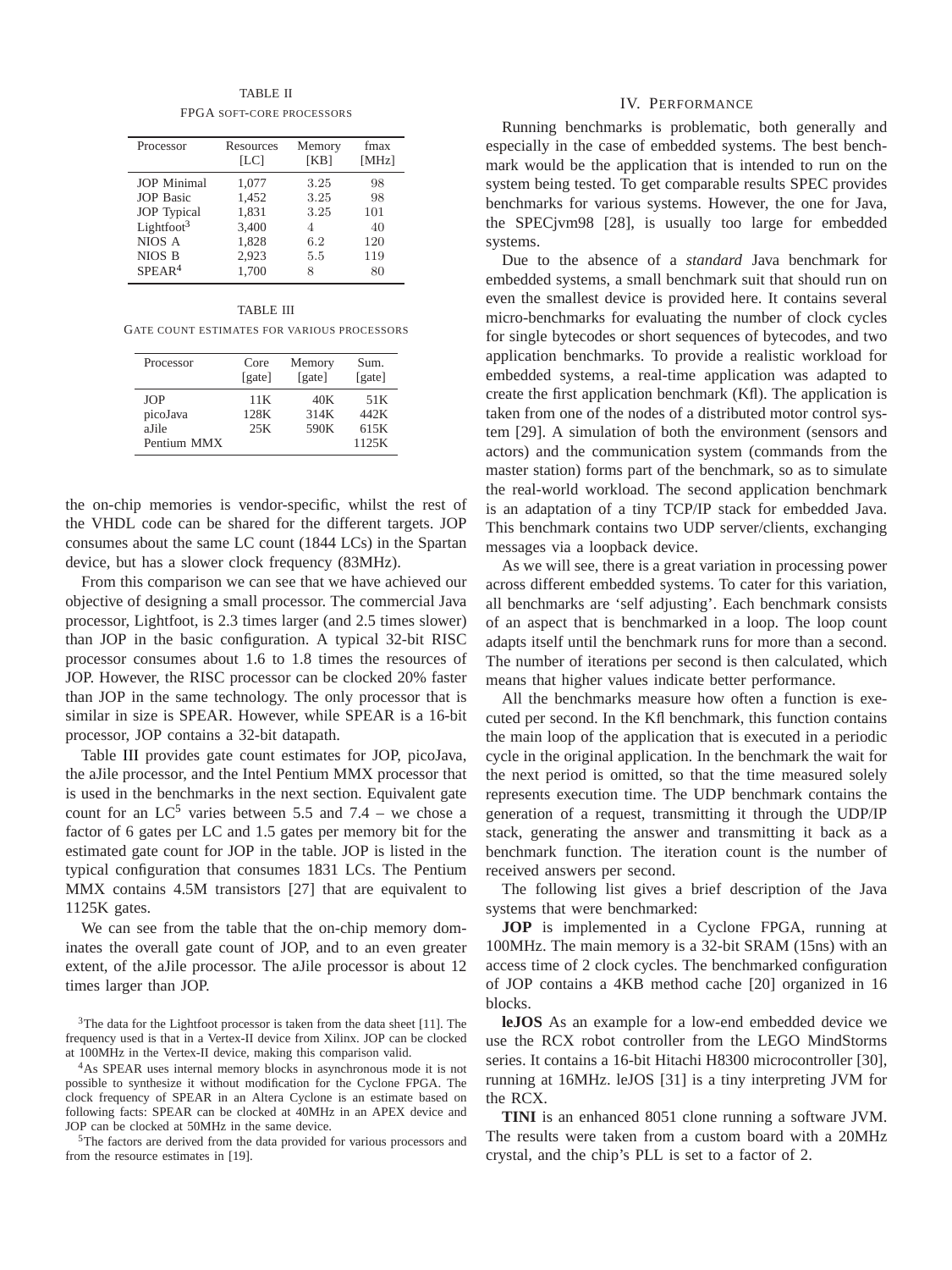TABLE II

FPGA SOFT-CORE PROCESSORS

| Processor | Resources [LC] | Memory [KB] | fmax [MHz] |
|---|---|---|---|
| JOP Minimal | 1,077 | 3.25 | 98 |
| JOP Basic | 1,452 | 3.25 | 98 |
| JOP Typical | 1,831 | 3.25 | 101 |
| Lightfoot[3] | 3,400 | 4 | 40 |
| NIOS A | 1,828 | 6.2 | 120 |
| NIOS B | 2,923 | 5.5 | 119 |
| SPEAR[4] | 1,700 | 8 | 80 |

TABLE III

GATE COUNT ESTIMATES FOR VARIOUS PROCESSORS

| Processor | Core [gate] | Memory [gate] | Sum. [gate] |
|---|---|---|---|
| JOP | 11K | 40K | 51K |
| picoJava | 128K | 314K | 442K |
| aJile | 25K | 590K | 615K |
| Pentium MMX | | | 1125K |

the on-chip memories is vendor-specific, whilst the rest of the VHDL code can be shared for the different targets. JOP consumes about the same LC count (1844 LCs) in the Spartan device, but has a slower clock frequency (83MHz).

From this comparison we can see that we have achieved our objective of designing a small processor. The commercial Java processor, Lightfoot, is 2.3 times larger (and 2.5 times slower) than JOP in the basic configuration. A typical 32-bit RISC processor consumes about 1.6 to 1.8 times the resources of JOP. However, the RISC processor can be clocked 20% faster than JOP in the same technology. The only processor that is similar in size is SPEAR. However, while SPEAR is a 16-bit processor, JOP contains a 32-bit datapath.

Table III provides gate count estimates for JOP, picoJava, the aJile processor, and the Intel Pentium MMX processor that is used in the benchmarks in the next section. Equivalent gate count for an LC[5] varies between 5.5 and 7.4 – we chose a factor of 6 gates per LC and 1.5 gates per memory bit for the estimated gate count for JOP in the table. JOP is listed in the typical configuration that consumes 1831 LCs. The Pentium MMX contains 4.5M transistors [27] that are equivalent to 1125K gates.

We can see from the table that the on-chip memory dominates the overall gate count of JOP, and to an even greater extent, of the aJile processor. The aJile processor is about 12 times larger than JOP.

[3]The data for the Lightfoot processor is taken from the data sheet [11]. The frequency used is that in a Vertex-II device from Xilinx. JOP can be clocked at 100MHz in the Vertex-II device, making this comparison valid.

[4]As SPEAR uses internal memory blocks in asynchronous mode it is not possible to synthesize it without modification for the Cyclone FPGA. The clock frequency of SPEAR in an Altera Cyclone is an estimate based on following facts: SPEAR can be clocked at 40MHz in an APEX device and JOP can be clocked at 50MHz in the same device.

[5]The factors are derived from the data provided for various processors and from the resource estimates in [19].

## IV. PERFORMANCE

Running benchmarks is problematic, both generally and especially in the case of embedded systems. The best benchmark would be the application that is intended to run on the system being tested. To get comparable results SPEC provides benchmarks for various systems. However, the one for Java, the SPECjvm98 [28], is usually too large for embedded systems.

Due to the absence of a *standard* Java benchmark for embedded systems, a small benchmark suit that should run on even the smallest device is provided here. It contains several micro-benchmarks for evaluating the number of clock cycles for single bytecodes or short sequences of bytecodes, and two application benchmarks. To provide a realistic workload for embedded systems, a real-time application was adapted to create the first application benchmark (Kfl). The application is taken from one of the nodes of a distributed motor control system [29]. A simulation of both the environment (sensors and actors) and the communication system (commands from the master station) forms part of the benchmark, so as to simulate the real-world workload. The second application benchmark is an adaptation of a tiny TCP/IP stack for embedded Java. This benchmark contains two UDP server/clients, exchanging messages via a loopback device.

As we will see, there is a great variation in processing power across different embedded systems. To cater for this variation, all benchmarks are 'self adjusting'. Each benchmark consists of an aspect that is benchmarked in a loop. The loop count adapts itself until the benchmark runs for more than a second. The number of iterations per second is then calculated, which means that higher values indicate better performance.

All the benchmarks measure how often a function is executed per second. In the Kfl benchmark, this function contains the main loop of the application that is executed in a periodic cycle in the original application. In the benchmark the wait for the next period is omitted, so that the time measured solely represents execution time. The UDP benchmark contains the generation of a request, transmitting it through the UDP/IP stack, generating the answer and transmitting it back as a benchmark function. The iteration count is the number of received answers per second.

The following list gives a brief description of the Java systems that were benchmarked:

**JOP** is implemented in a Cyclone FPGA, running at 100MHz. The main memory is a 32-bit SRAM (15ns) with an access time of 2 clock cycles. The benchmarked configuration of JOP contains a 4KB method cache [20] organized in 16 blocks.

**leJOS** As an example for a low-end embedded device we use the RCX robot controller from the LEGO MindStorms series. It contains a 16-bit Hitachi H8300 microcontroller [30], running at 16MHz. leJOS [31] is a tiny interpreting JVM for the RCX.

**TINI** is an enhanced 8051 clone running a software JVM. The results were taken from a custom board with a 20MHz crystal, and the chip's PLL is set to a factor of 2.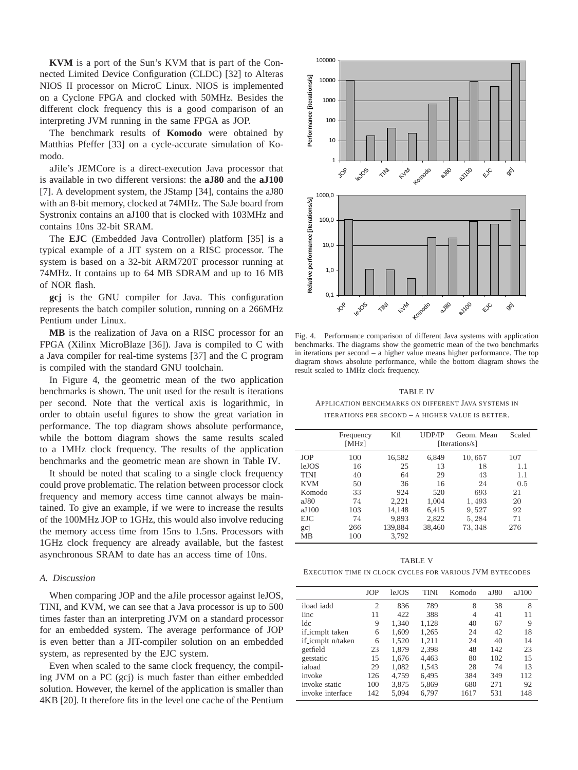**KVM** is a port of the Sun's KVM that is part of the Connected Limited Device Configuration (CLDC) [32] to Alteras NIOS II processor on MicroC Linux. NIOS is implemented on a Cyclone FPGA and clocked with 50MHz. Besides the different clock frequency this is a good comparison of an interpreting JVM running in the same FPGA as JOP.

The benchmark results of **Komodo** were obtained by Matthias Pfeffer [33] on a cycle-accurate simulation of Komodo.

aJile's JEMCore is a direct-execution Java processor that is available in two different versions: the **aJ80** and the **aJ100** [7]. A development system, the JStamp [34], contains the aJ80 with an 8-bit memory, clocked at 74MHz. The SaJe board from Systronix contains an aJ100 that is clocked with 103MHz and contains 10ns 32-bit SRAM.

The **EJC** (Embedded Java Controller) platform [35] is a typical example of a JIT system on a RISC processor. The system is based on a 32-bit ARM720T processor running at 74MHz. It contains up to 64 MB SDRAM and up to 16 MB of NOR flash.

**gcj** is the GNU compiler for Java. This configuration represents the batch compiler solution, running on a 266MHz Pentium under Linux.

**MB** is the realization of Java on a RISC processor for an FPGA (Xilinx MicroBlaze [36]). Java is compiled to C with a Java compiler for real-time systems [37] and the C program is compiled with the standard GNU toolchain.

In Figure 4, the geometric mean of the two application benchmarks is shown. The unit used for the result is iterations per second. Note that the vertical axis is logarithmic, in order to obtain useful figures to show the great variation in performance. The top diagram shows absolute performance, while the bottom diagram shows the same results scaled to a 1MHz clock frequency. The results of the application benchmarks and the geometric mean are shown in Table IV.

It should be noted that scaling to a single clock frequency could prove problematic. The relation between processor clock frequency and memory access time cannot always be maintained. To give an example, if we were to increase the results of the 100MHz JOP to 1GHz, this would also involve reducing the memory access time from 15ns to 1.5ns. Processors with 1GHz clock frequency are already available, but the fastest asynchronous SRAM to date has an access time of 10ns.

### A. Discussion

When comparing JOP and the aJile processor against leJOS, TINI, and KVM, we can see that a Java processor is up to 500 times faster than an interpreting JVM on a standard processor for an embedded system. The average performance of JOP is even better than a JIT-compiler solution on an embedded system, as represented by the EJC system.

Even when scaled to the same clock frequency, the compiling JVM on a PC (gcj) is much faster than either embedded solution. However, the kernel of the application is smaller than 4KB [20]. It therefore fits in the level one cache of the Pentium

Fig. 4. Performance comparison of different Java systems with application benchmarks. The diagrams show the geometric mean of the two benchmarks in iterations per second – a higher value means higher performance. The top diagram shows absolute performance, while the bottom diagram shows the result scaled to 1MHz clock frequency.

TABLE IV
APPLICATION BENCHMARKS ON DIFFERENT JAVA SYSTEMS IN ITERATIONS PER SECOND – A HIGHER VALUE IS BETTER.

| | Frequency [MHz] | Kfl | UDP/IP | Geom. Mean [Iterations/s] | Scaled |
|---|---|---|---|---|---|
| JOP | 100 | 16,582 | 6,849 | 10,657 | 107 |
| leJOS | 16 | 25 | 13 | 18 | 1.1 |
| TINI | 40 | 64 | 29 | 43 | 1.1 |
| KVM | 50 | 36 | 16 | 24 | 0.5 |
| Komodo | 33 | 924 | 520 | 693 | 21 |
| aJ80 | 74 | 2,221 | 1,004 | 1,493 | 20 |
| aJ100 | 103 | 14,148 | 6,415 | 9,527 | 92 |
| EJC | 74 | 9,893 | 2,822 | 5,284 | 71 |
| gcj | 266 | 139,884 | 38,460 | 73,348 | 276 |
| MB | 100 | 3,792 | | | |

TABLE V
EXECUTION TIME IN CLOCK CYCLES FOR VARIOUS JVM BYTECODES

| | JOP | leJOS | TINI | Komodo | aJ80 | aJ100 |
|---|---|---|---|---|---|---|
| iload iadd | 2 | 836 | 789 | 8 | 38 | 8 |
| iinc | 11 | 422 | 388 | 4 | 41 | 11 |
| ldc | 9 | 1,340 | 1,128 | 40 | 67 | 9 |
| if_icmplt taken | 6 | 1,609 | 1,265 | 24 | 42 | 18 |
| if_icmplt n/taken | 6 | 1,520 | 1,211 | 24 | 40 | 14 |
| getfield | 23 | 1,879 | 2,398 | 48 | 142 | 23 |
| getstatic | 15 | 1,676 | 4,463 | 80 | 102 | 15 |
| iaload | 29 | 1,082 | 1,543 | 28 | 74 | 13 |
| invoke | 126 | 4,759 | 6,495 | 384 | 349 | 112 |
| invoke static | 100 | 3,875 | 5,869 | 680 | 271 | 92 |
| invoke interface | 142 | 5,094 | 6,797 | 1617 | 531 | 148 |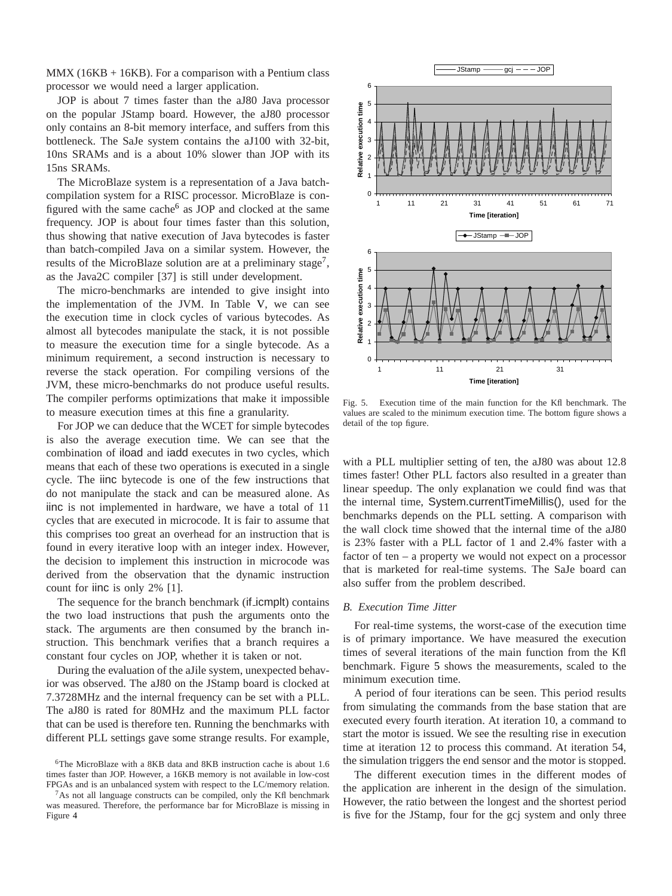MMX (16KB + 16KB). For a comparison with a Pentium class processor we would need a larger application.

JOP is about 7 times faster than the aJ80 Java processor on the popular JStamp board. However, the aJ80 processor only contains an 8-bit memory interface, and suffers from this bottleneck. The SaJe system contains the aJ100 with 32-bit, 10ns SRAMs and is a about 10% slower than JOP with its 15ns SRAMs.

The MicroBlaze system is a representation of a Java batch-compilation system for a RISC processor. MicroBlaze is configured with the same cache[6] as JOP and clocked at the same frequency. JOP is about four times faster than this solution, thus showing that native execution of Java bytecodes is faster than batch-compiled Java on a similar system. However, the results of the MicroBlaze solution are at a preliminary stage[7], as the Java2C compiler [37] is still under development.

The micro-benchmarks are intended to give insight into the implementation of the JVM. In Table V, we can see the execution time in clock cycles of various bytecodes. As almost all bytecodes manipulate the stack, it is not possible to measure the execution time for a single bytecode. As a minimum requirement, a second instruction is necessary to reverse the stack operation. For compiling versions of the JVM, these micro-benchmarks do not produce useful results. The compiler performs optimizations that make it impossible to measure execution times at this fine a granularity.

For JOP we can deduce that the WCET for simple bytecodes is also the average execution time. We can see that the combination of iload and iadd executes in two cycles, which means that each of these two operations is executed in a single cycle. The iinc bytecode is one of the few instructions that do not manipulate the stack and can be measured alone. As iinc is not implemented in hardware, we have a total of 11 cycles that are executed in microcode. It is fair to assume that this comprises too great an overhead for an instruction that is found in every iterative loop with an integer index. However, the decision to implement this instruction in microcode was derived from the observation that the dynamic instruction count for iinc is only 2% [1].

The sequence for the branch benchmark (if_icmplt) contains the two load instructions that push the arguments onto the stack. The arguments are then consumed by the branch instruction. This benchmark verifies that a branch requires a constant four cycles on JOP, whether it is taken or not.

During the evaluation of the aJile system, unexpected behavior was observed. The aJ80 on the JStamp board is clocked at 7.3728MHz and the internal frequency can be set with a PLL. The aJ80 is rated for 80MHz and the maximum PLL factor that can be used is therefore ten. Running the benchmarks with different PLL settings gave some strange results. For example, with a PLL multiplier setting of ten, the aJ80 was about 12.8 times faster! Other PLL factors also resulted in a greater than linear speedup. The only explanation we could find was that the internal time, System.currentTimeMillis(), used for the benchmarks depends on the PLL setting. A comparison with the wall clock time showed that the internal time of the aJ80 is 23% faster with a PLL factor of 1 and 2.4% faster with a factor of ten – a property we would not expect on a processor that is marketed for real-time systems. The SaJe board can also suffer from the problem described.

Fig. 5. Execution time of the main function for the Kfl benchmark. The values are scaled to the minimum execution time. The bottom figure shows a detail of the top figure.

### B. Execution Time Jitter

For real-time systems, the worst-case of the execution time is of primary importance. We have measured the execution times of several iterations of the main function from the Kfl benchmark. Figure 5 shows the measurements, scaled to the minimum execution time.

A period of four iterations can be seen. This period results from simulating the commands from the base station that are executed every fourth iteration. At iteration 10, a command to start the motor is issued. We see the resulting rise in execution time at iteration 12 to process this command. At iteration 54, the simulation triggers the end sensor and the motor is stopped.

The different execution times in the different modes of the application are inherent in the design of the simulation. However, the ratio between the longest and the shortest period is five for the JStamp, four for the gcj system and only three

[6]The MicroBlaze with a 8KB data and 8KB instruction cache is about 1.6 times faster than JOP. However, a 16KB memory is not available in low-cost FPGAs and is an unbalanced system with respect to the LC/memory relation.

[7]As not all language constructs can be compiled, only the Kfl benchmark was measured. Therefore, the performance bar for MicroBlaze is missing in Figure 4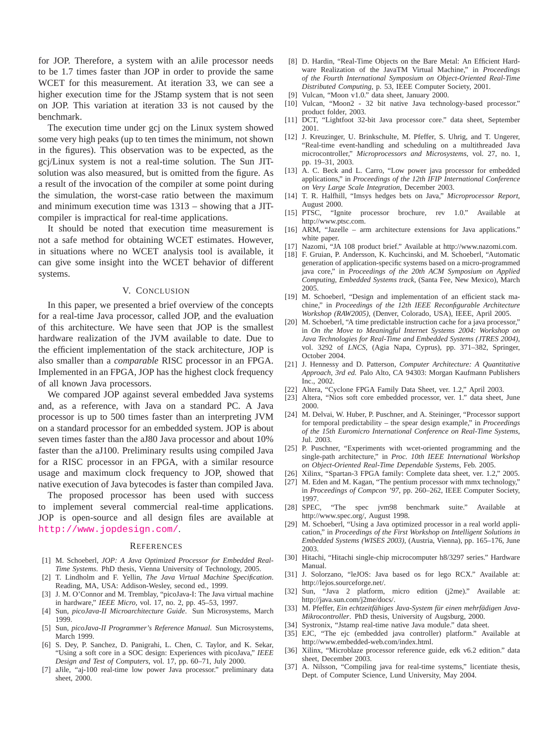for JOP. Therefore, a system with an aJile processor needs to be 1.7 times faster than JOP in order to provide the same WCET for this measurement. At iteration 33, we can see a higher execution time for the JStamp system that is not seen on JOP. This variation at iteration 33 is not caused by the benchmark.

The execution time under gcj on the Linux system showed some very high peaks (up to ten times the minimum, not shown in the figures). This observation was to be expected, as the gcj/Linux system is not a real-time solution. The Sun JIT-solution was also measured, but is omitted from the figure. As a result of the invocation of the compiler at some point during the simulation, the worst-case ratio between the maximum and minimum execution time was 1313 – showing that a JIT-compiler is impractical for real-time applications.

It should be noted that execution time measurement is not a safe method for obtaining WCET estimates. However, in situations where no WCET analysis tool is available, it can give some insight into the WCET behavior of different systems.

## V. Conclusion

In this paper, we presented a brief overview of the concepts for a real-time Java processor, called JOP, and the evaluation of this architecture. We have seen that JOP is the smallest hardware realization of the JVM available to date. Due to the efficient implementation of the stack architecture, JOP is also smaller than a *comparable* RISC processor in an FPGA. Implemented in an FPGA, JOP has the highest clock frequency of all known Java processors.

We compared JOP against several embedded Java systems and, as a reference, with Java on a standard PC. A Java processor is up to 500 times faster than an interpreting JVM on a standard processor for an embedded system. JOP is about seven times faster than the aJ80 Java processor and about 10% faster than the aJ100. Preliminary results using compiled Java for a RISC processor in an FPGA, with a similar resource usage and maximum clock frequency to JOP, showed that native execution of Java bytecodes is faster than compiled Java.

The proposed processor has been used with success to implement several commercial real-time applications. JOP is open-source and all design files are available at http://www.jopdesign.com/.

## References

[1] M. Schoeberl, *JOP: A Java Optimized Processor for Embedded Real-Time Systems*. PhD thesis, Vienna University of Technology, 2005.

[2] T. Lindholm and F. Yellin, *The Java Virtual Machine Specification*. Reading, MA, USA: Addison-Wesley, second ed., 1999.

[3] J. M. O'Connor and M. Tremblay, "picoJava-I: The Java virtual machine in hardware," *IEEE Micro*, vol. 17, no. 2, pp. 45–53, 1997.

[4] Sun, *picoJava-II Microarchitecture Guide*. Sun Microsystems, March 1999.

[5] Sun, *picoJava-II Programmer's Reference Manual*. Sun Microsystems, March 1999.

[6] S. Dey, P. Sanchez, D. Panigrahi, L. Chen, C. Taylor, and K. Sekar, "Using a soft core in a SOC design: Experiences with picoJava," *IEEE Design and Test of Computers*, vol. 17, pp. 60–71, July 2000.

[7] aJile, "aj-100 real-time low power Java processor." preliminary data sheet, 2000.

[8] D. Hardin, "Real-Time Objects on the Bare Metal: An Efficient Hardware Realization of the JavaTM Virtual Machine," in *Proceedings of the Fourth International Symposium on Object-Oriented Real-Time Distributed Computing*, p. 53, IEEE Computer Society, 2001.

[9] Vulcan, "Moon v1.0." data sheet, January 2000.

[10] Vulcan, "Moon2 - 32 bit native Java technology-based processor." product folder, 2003.

[11] DCT, "Lightfoot 32-bit Java processor core." data sheet, September 2001.

[12] J. Kreuzinger, U. Brinkschulte, M. Pfeffer, S. Uhrig, and T. Ungerer, "Real-time event-handling and scheduling on a multithreaded Java microcontroller," *Microprocessors and Microsystems*, vol. 27, no. 1, pp. 19–31, 2003.

[13] A. C. Beck and L. Carro, "Low power java processor for embedded applications," in *Proceedings of the 12th IFIP International Conference on Very Large Scale Integration*, December 2003.

[14] T. R. Halfhill, "Imsys hedges bets on Java," *Microprocessor Report*, August 2000.

[15] PTSC, "Ignite processor brochure, rev 1.0." Available at http://www.ptsc.com.

[16] ARM, "Jazelle – arm architecture extensions for Java applications." white paper.

[17] Nazomi, "JA 108 product brief." Available at http://www.nazomi.com.

[18] F. Gruian, P. Andersson, K. Kuchcinski, and M. Schoeberl, "Automatic generation of application-specific systems based on a micro-programmed java core," in *Proceedings of the 20th ACM Symposium on Applied Computing, Embedded Systems track*, (Santa Fee, New Mexico), March 2005.

[19] M. Schoeberl, "Design and implementation of an efficient stack machine," in *Proceedings of the 12th IEEE Reconfigurable Architecture Workshop (RAW2005)*, (Denver, Colorado, USA), IEEE, April 2005.

[20] M. Schoeberl, "A time predictable instruction cache for a java processor," in *On the Move to Meaningful Internet Systems 2004: Workshop on Java Technologies for Real-Time and Embedded Systems (JTRES 2004)*, vol. 3292 of *LNCS*, (Agia Napa, Cyprus), pp. 371–382, Springer, October 2004.

[21] J. Hennessy and D. Patterson, *Computer Architecture: A Quantitative Approach, 3rd ed.* Palo Alto, CA 94303: Morgan Kaufmann Publishers Inc., 2002.

[22] Altera, "Cyclone FPGA Family Data Sheet, ver. 1.2," April 2003.

[23] Altera, "Nios soft core embedded processor, ver. 1." data sheet, June 2000.

[24] M. Delvai, W. Huber, P. Puschner, and A. Steininger, "Processor support for temporal predictability – the spear design example," in *Proceedings of the 15th Euromicro International Conference on Real-Time Systems*, Jul. 2003.

[25] P. Puschner, "Experiments with wcet-oriented programming and the single-path architecture," in *Proc. 10th IEEE International Workshop on Object-Oriented Real-Time Dependable Systems*, Feb. 2005.

[26] Xilinx, "Spartan-3 FPGA family: Complete data sheet, ver. 1.2," 2005.

[27] M. Eden and M. Kagan, "The pentium processor with mmx technology," in *Proceedings of Compcon '97*, pp. 260–262, IEEE Computer Society, 1997.

[28] SPEC, "The spec jvm98 benchmark suite." Available at http://www.spec.org/, August 1998.

[29] M. Schoeberl, "Using a Java optimized processor in a real world application," in *Proceedings of the First Workshop on Intelligent Solutions in Embedded Systems (WISES 2003)*, (Austria, Vienna), pp. 165–176, June 2003.

[30] Hitachi, "Hitachi single-chip microcomputer h8/3297 series." Hardware Manual.

[31] J. Solorzano, "leJOS: Java based os for lego RCX." Available at: http://lejos.sourceforge.net/.

[32] Sun, "Java 2 platform, micro edition (j2me)." Available at: http://java.sun.com/j2me/docs/.

[33] M. Pfeffer, *Ein echtzeitfähiges Java-System für einen mehrfädigen Java-Mikrocontroller*. PhD thesis, University of Augsburg, 2000.

[34] Systronix, "Jstamp real-time native Java module." data sheet.

[35] EJC, "The ejc (embedded java controller) platform." Available at http://www.embedded-web.com/index.html.

[36] Xilinx, "Microblaze processor reference guide, edk v6.2 edition." data sheet, December 2003.

[37] A. Nilsson, "Compiling java for real-time systems," licentiate thesis, Dept. of Computer Science, Lund University, May 2004.